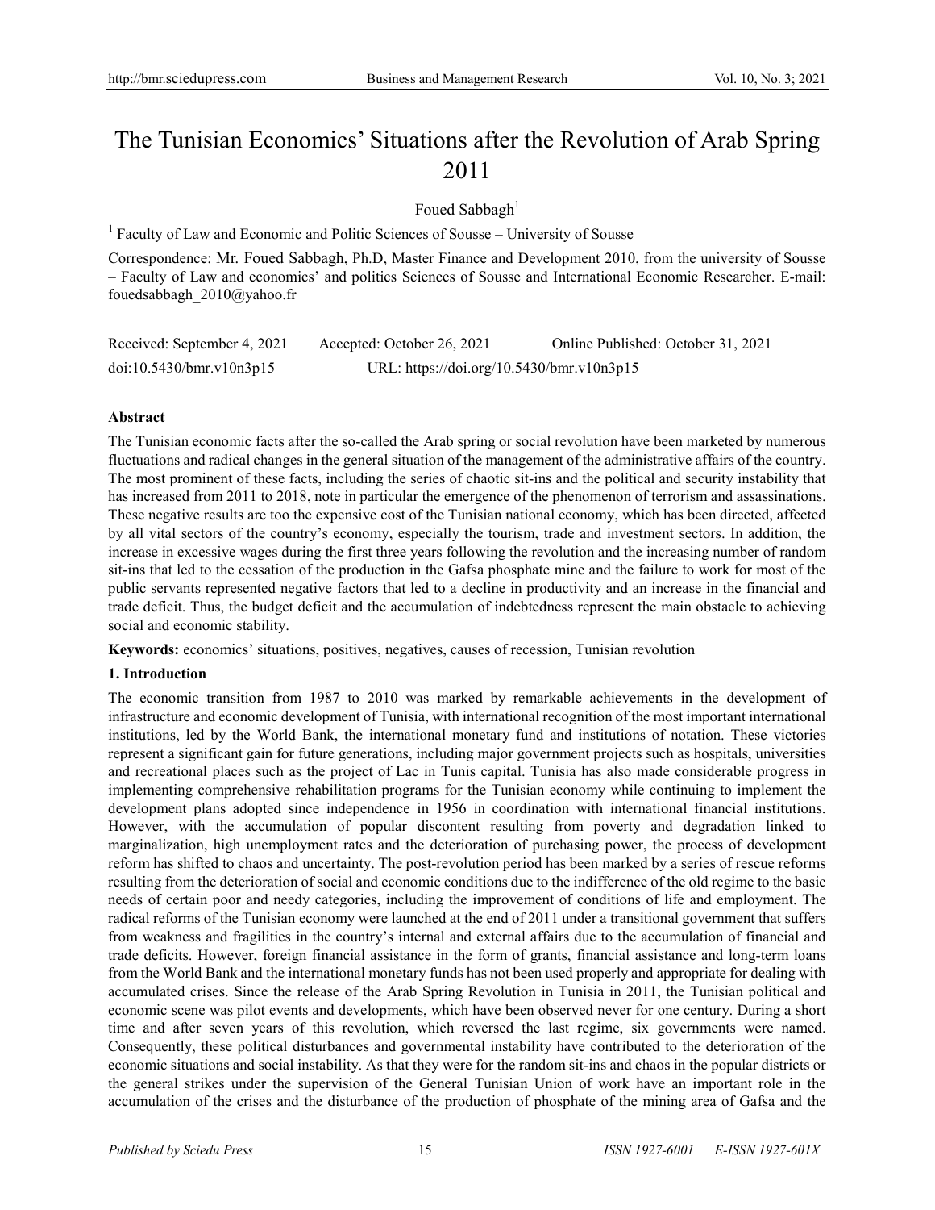# The Tunisian Economics' Situations after the Revolution of Arab Spring 2011

Foued Sabbagh[1]

[1] Faculty of Law and Economic and Politic Sciences of Sousse – University of Sousse

Correspondence: Mr. Foued Sabbagh, Ph.D, Master Finance and Development 2010, from the university of Sousse – Faculty of Law and economics' and politics Sciences of Sousse and International Economic Researcher. E-mail: fouedsabbagh_2010@yahoo.fr

Received: September 4, 2021 Accepted: October 26, 2021 Online Published: October 31, 2021

doi:10.5430/bmr.v10n3p15 URL: https://doi.org/10.5430/bmr.v10n3p15

## Abstract

The Tunisian economic facts after the so-called the Arab spring or social revolution have been marketed by numerous fluctuations and radical changes in the general situation of the management of the administrative affairs of the country. The most prominent of these facts, including the series of chaotic sit-ins and the political and security instability that has increased from 2011 to 2018, note in particular the emergence of the phenomenon of terrorism and assassinations. These negative results are too the expensive cost of the Tunisian national economy, which has been directed, affected by all vital sectors of the country's economy, especially the tourism, trade and investment sectors. In addition, the increase in excessive wages during the first three years following the revolution and the increasing number of random sit-ins that led to the cessation of the production in the Gafsa phosphate mine and the failure to work for most of the public servants represented negative factors that led to a decline in productivity and an increase in the financial and trade deficit. Thus, the budget deficit and the accumulation of indebtedness represent the main obstacle to achieving social and economic stability.

**Keywords:** economics' situations, positives, negatives, causes of recession, Tunisian revolution

## 1. Introduction

The economic transition from 1987 to 2010 was marked by remarkable achievements in the development of infrastructure and economic development of Tunisia, with international recognition of the most important international institutions, led by the World Bank, the international monetary fund and institutions of notation. These victories represent a significant gain for future generations, including major government projects such as hospitals, universities and recreational places such as the project of Lac in Tunis capital. Tunisia has also made considerable progress in implementing comprehensive rehabilitation programs for the Tunisian economy while continuing to implement the development plans adopted since independence in 1956 in coordination with international financial institutions. However, with the accumulation of popular discontent resulting from poverty and degradation linked to marginalization, high unemployment rates and the deterioration of purchasing power, the process of development reform has shifted to chaos and uncertainty. The post-revolution period has been marked by a series of rescue reforms resulting from the deterioration of social and economic conditions due to the indifference of the old regime to the basic needs of certain poor and needy categories, including the improvement of conditions of life and employment. The radical reforms of the Tunisian economy were launched at the end of 2011 under a transitional government that suffers from weakness and fragilities in the country's internal and external affairs due to the accumulation of financial and trade deficits. However, foreign financial assistance in the form of grants, financial assistance and long-term loans from the World Bank and the international monetary funds has not been used properly and appropriate for dealing with accumulated crises. Since the release of the Arab Spring Revolution in Tunisia in 2011, the Tunisian political and economic scene was pilot events and developments, which have been observed never for one century. During a short time and after seven years of this revolution, which reversed the last regime, six governments were named. Consequently, these political disturbances and governmental instability have contributed to the deterioration of the economic situations and social instability. As that they were for the random sit-ins and chaos in the popular districts or the general strikes under the supervision of the General Tunisian Union of work have an important role in the accumulation of the crises and the disturbance of the production of phosphate of the mining area of Gafsa and the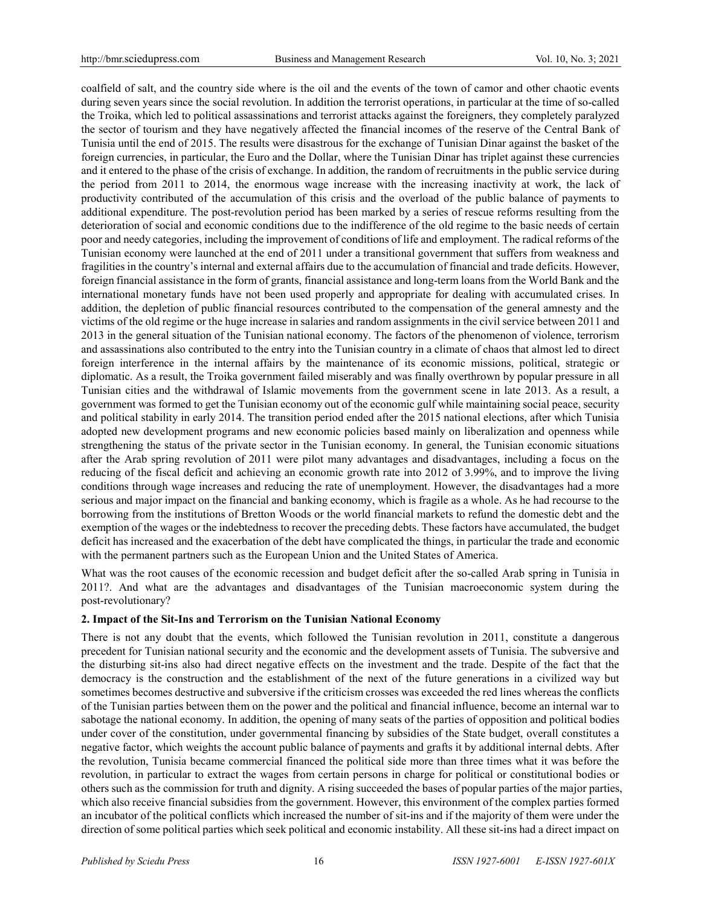coalfield of salt, and the country side where is the oil and the events of the town of camor and other chaotic events during seven years since the social revolution. In addition the terrorist operations, in particular at the time of so-called the Troika, which led to political assassinations and terrorist attacks against the foreigners, they completely paralyzed the sector of tourism and they have negatively affected the financial incomes of the reserve of the Central Bank of Tunisia until the end of 2015. The results were disastrous for the exchange of Tunisian Dinar against the basket of the foreign currencies, in particular, the Euro and the Dollar, where the Tunisian Dinar has triplet against these currencies and it entered to the phase of the crisis of exchange. In addition, the random of recruitments in the public service during the period from 2011 to 2014, the enormous wage increase with the increasing inactivity at work, the lack of productivity contributed of the accumulation of this crisis and the overload of the public balance of payments to additional expenditure. The post-revolution period has been marked by a series of rescue reforms resulting from the deterioration of social and economic conditions due to the indifference of the old regime to the basic needs of certain poor and needy categories, including the improvement of conditions of life and employment. The radical reforms of the Tunisian economy were launched at the end of 2011 under a transitional government that suffers from weakness and fragilities in the country's internal and external affairs due to the accumulation of financial and trade deficits. However, foreign financial assistance in the form of grants, financial assistance and long-term loans from the World Bank and the international monetary funds have not been used properly and appropriate for dealing with accumulated crises. In addition, the depletion of public financial resources contributed to the compensation of the general amnesty and the victims of the old regime or the huge increase in salaries and random assignments in the civil service between 2011 and 2013 in the general situation of the Tunisian national economy. The factors of the phenomenon of violence, terrorism and assassinations also contributed to the entry into the Tunisian country in a climate of chaos that almost led to direct foreign interference in the internal affairs by the maintenance of its economic missions, political, strategic or diplomatic. As a result, the Troika government failed miserably and was finally overthrown by popular pressure in all Tunisian cities and the withdrawal of Islamic movements from the government scene in late 2013. As a result, a government was formed to get the Tunisian economy out of the economic gulf while maintaining social peace, security and political stability in early 2014. The transition period ended after the 2015 national elections, after which Tunisia adopted new development programs and new economic policies based mainly on liberalization and openness while strengthening the status of the private sector in the Tunisian economy. In general, the Tunisian economic situations after the Arab spring revolution of 2011 were pilot many advantages and disadvantages, including a focus on the reducing of the fiscal deficit and achieving an economic growth rate into 2012 of 3.99%, and to improve the living conditions through wage increases and reducing the rate of unemployment. However, the disadvantages had a more serious and major impact on the financial and banking economy, which is fragile as a whole. As he had recourse to the borrowing from the institutions of Bretton Woods or the world financial markets to refund the domestic debt and the exemption of the wages or the indebtedness to recover the preceding debts. These factors have accumulated, the budget deficit has increased and the exacerbation of the debt have complicated the things, in particular the trade and economic with the permanent partners such as the European Union and the United States of America.

What was the root causes of the economic recession and budget deficit after the so-called Arab spring in Tunisia in 2011?. And what are the advantages and disadvantages of the Tunisian macroeconomic system during the post-revolutionary?

## 2. Impact of the Sit-Ins and Terrorism on the Tunisian National Economy

There is not any doubt that the events, which followed the Tunisian revolution in 2011, constitute a dangerous precedent for Tunisian national security and the economic and the development assets of Tunisia. The subversive and the disturbing sit-ins also had direct negative effects on the investment and the trade. Despite of the fact that the democracy is the construction and the establishment of the next of the future generations in a civilized way but sometimes becomes destructive and subversive if the criticism crosses was exceeded the red lines whereas the conflicts of the Tunisian parties between them on the power and the political and financial influence, become an internal war to sabotage the national economy. In addition, the opening of many seats of the parties of opposition and political bodies under cover of the constitution, under governmental financing by subsidies of the State budget, overall constitutes a negative factor, which weights the account public balance of payments and grafts it by additional internal debts. After the revolution, Tunisia became commercial financed the political side more than three times what it was before the revolution, in particular to extract the wages from certain persons in charge for political or constitutional bodies or others such as the commission for truth and dignity. A rising succeeded the bases of popular parties of the major parties, which also receive financial subsidies from the government. However, this environment of the complex parties formed an incubator of the political conflicts which increased the number of sit-ins and if the majority of them were under the direction of some political parties which seek political and economic instability. All these sit-ins had a direct impact on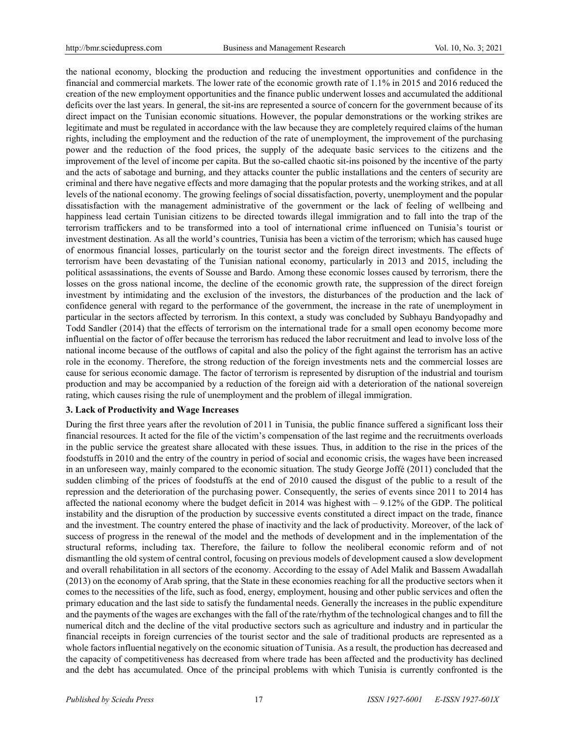the national economy, blocking the production and reducing the investment opportunities and confidence in the financial and commercial markets. The lower rate of the economic growth rate of 1.1% in 2015 and 2016 reduced the creation of the new employment opportunities and the finance public underwent losses and accumulated the additional deficits over the last years. In general, the sit-ins are represented a source of concern for the government because of its direct impact on the Tunisian economic situations. However, the popular demonstrations or the working strikes are legitimate and must be regulated in accordance with the law because they are completely required claims of the human rights, including the employment and the reduction of the rate of unemployment, the improvement of the purchasing power and the reduction of the food prices, the supply of the adequate basic services to the citizens and the improvement of the level of income per capita. But the so-called chaotic sit-ins poisoned by the incentive of the party and the acts of sabotage and burning, and they attacks counter the public installations and the centers of security are criminal and there have negative effects and more damaging that the popular protests and the working strikes, and at all levels of the national economy. The growing feelings of social dissatisfaction, poverty, unemployment and the popular dissatisfaction with the management administrative of the government or the lack of feeling of wellbeing and happiness lead certain Tunisian citizens to be directed towards illegal immigration and to fall into the trap of the terrorism traffickers and to be transformed into a tool of international crime influenced on Tunisia's tourist or investment destination. As all the world's countries, Tunisia has been a victim of the terrorism; which has caused huge of enormous financial losses, particularly on the tourist sector and the foreign direct investments. The effects of terrorism have been devastating of the Tunisian national economy, particularly in 2013 and 2015, including the political assassinations, the events of Sousse and Bardo. Among these economic losses caused by terrorism, there the losses on the gross national income, the decline of the economic growth rate, the suppression of the direct foreign investment by intimidating and the exclusion of the investors, the disturbances of the production and the lack of confidence general with regard to the performance of the government, the increase in the rate of unemployment in particular in the sectors affected by terrorism. In this context, a study was concluded by Subhayu Bandyopadhy and Todd Sandler (2014) that the effects of terrorism on the international trade for a small open economy become more influential on the factor of offer because the terrorism has reduced the labor recruitment and lead to involve loss of the national income because of the outflows of capital and also the policy of the fight against the terrorism has an active role in the economy. Therefore, the strong reduction of the foreign investments nets and the commercial losses are cause for serious economic damage. The factor of terrorism is represented by disruption of the industrial and tourism production and may be accompanied by a reduction of the foreign aid with a deterioration of the national sovereign rating, which causes rising the rule of unemployment and the problem of illegal immigration.

### 3. Lack of Productivity and Wage Increases

During the first three years after the revolution of 2011 in Tunisia, the public finance suffered a significant loss their financial resources. It acted for the file of the victim's compensation of the last regime and the recruitments overloads in the public service the greatest share allocated with these issues. Thus, in addition to the rise in the prices of the foodstuffs in 2010 and the entry of the country in period of social and economic crisis, the wages have been increased in an unforeseen way, mainly compared to the economic situation. The study George Joffé (2011) concluded that the sudden climbing of the prices of foodstuffs at the end of 2010 caused the disgust of the public to a result of the repression and the deterioration of the purchasing power. Consequently, the series of events since 2011 to 2014 has affected the national economy where the budget deficit in 2014 was highest with – 9.12% of the GDP. The political instability and the disruption of the production by successive events constituted a direct impact on the trade, finance and the investment. The country entered the phase of inactivity and the lack of productivity. Moreover, of the lack of success of progress in the renewal of the model and the methods of development and in the implementation of the structural reforms, including tax. Therefore, the failure to follow the neoliberal economic reform and of not dismantling the old system of central control, focusing on previous models of development caused a slow development and overall rehabilitation in all sectors of the economy. According to the essay of Adel Malik and Bassem Awadallah (2013) on the economy of Arab spring, that the State in these economies reaching for all the productive sectors when it comes to the necessities of the life, such as food, energy, employment, housing and other public services and often the primary education and the last side to satisfy the fundamental needs. Generally the increases in the public expenditure and the payments of the wages are exchanges with the fall of the rate/rhythm of the technological changes and to fill the numerical ditch and the decline of the vital productive sectors such as agriculture and industry and in particular the financial receipts in foreign currencies of the tourist sector and the sale of traditional products are represented as a whole factors influential negatively on the economic situation of Tunisia. As a result, the production has decreased and the capacity of competitiveness has decreased from where trade has been affected and the productivity has declined and the debt has accumulated. Once of the principal problems with which Tunisia is currently confronted is the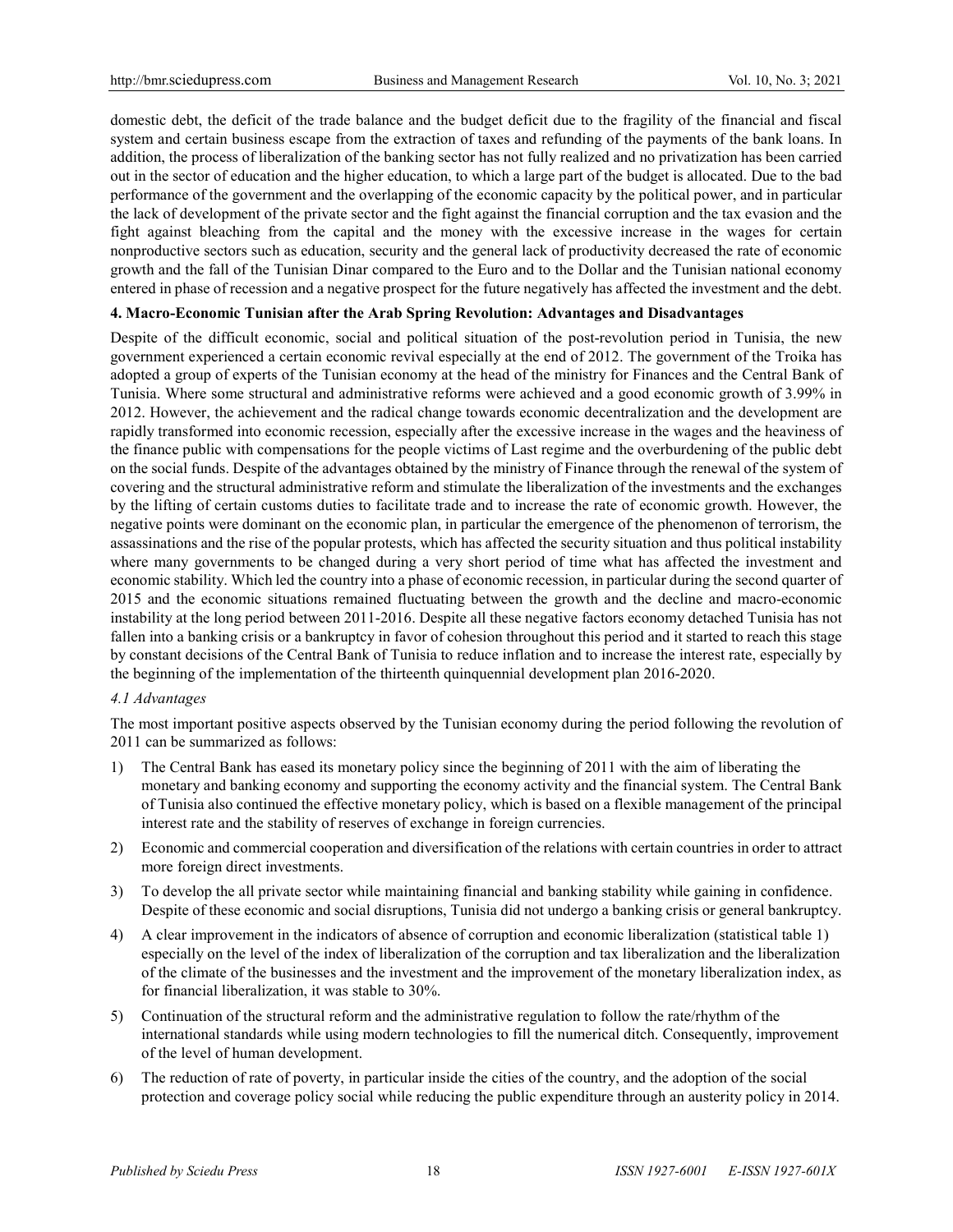domestic debt, the deficit of the trade balance and the budget deficit due to the fragility of the financial and fiscal system and certain business escape from the extraction of taxes and refunding of the payments of the bank loans. In addition, the process of liberalization of the banking sector has not fully realized and no privatization has been carried out in the sector of education and the higher education, to which a large part of the budget is allocated. Due to the bad performance of the government and the overlapping of the economic capacity by the political power, and in particular the lack of development of the private sector and the fight against the financial corruption and the tax evasion and the fight against bleaching from the capital and the money with the excessive increase in the wages for certain nonproductive sectors such as education, security and the general lack of productivity decreased the rate of economic growth and the fall of the Tunisian Dinar compared to the Euro and to the Dollar and the Tunisian national economy entered in phase of recession and a negative prospect for the future negatively has affected the investment and the debt.

## 4. Macro-Economic Tunisian after the Arab Spring Revolution: Advantages and Disadvantages

Despite of the difficult economic, social and political situation of the post-revolution period in Tunisia, the new government experienced a certain economic revival especially at the end of 2012. The government of the Troika has adopted a group of experts of the Tunisian economy at the head of the ministry for Finances and the Central Bank of Tunisia. Where some structural and administrative reforms were achieved and a good economic growth of 3.99% in 2012. However, the achievement and the radical change towards economic decentralization and the development are rapidly transformed into economic recession, especially after the excessive increase in the wages and the heaviness of the finance public with compensations for the people victims of Last regime and the overburdening of the public debt on the social funds. Despite of the advantages obtained by the ministry of Finance through the renewal of the system of covering and the structural administrative reform and stimulate the liberalization of the investments and the exchanges by the lifting of certain customs duties to facilitate trade and to increase the rate of economic growth. However, the negative points were dominant on the economic plan, in particular the emergence of the phenomenon of terrorism, the assassinations and the rise of the popular protests, which has affected the security situation and thus political instability where many governments to be changed during a very short period of time what has affected the investment and economic stability. Which led the country into a phase of economic recession, in particular during the second quarter of 2015 and the economic situations remained fluctuating between the growth and the decline and macro-economic instability at the long period between 2011-2016. Despite all these negative factors economy detached Tunisia has not fallen into a banking crisis or a bankruptcy in favor of cohesion throughout this period and it started to reach this stage by constant decisions of the Central Bank of Tunisia to reduce inflation and to increase the interest rate, especially by the beginning of the implementation of the thirteenth quinquennial development plan 2016-2020.

### *4.1 Advantages*

The most important positive aspects observed by the Tunisian economy during the period following the revolution of 2011 can be summarized as follows:

1) The Central Bank has eased its monetary policy since the beginning of 2011 with the aim of liberating the monetary and banking economy and supporting the economy activity and the financial system. The Central Bank of Tunisia also continued the effective monetary policy, which is based on a flexible management of the principal interest rate and the stability of reserves of exchange in foreign currencies.
2) Economic and commercial cooperation and diversification of the relations with certain countries in order to attract more foreign direct investments.
3) To develop the all private sector while maintaining financial and banking stability while gaining in confidence. Despite of these economic and social disruptions, Tunisia did not undergo a banking crisis or general bankruptcy.
4) A clear improvement in the indicators of absence of corruption and economic liberalization (statistical table 1) especially on the level of the index of liberalization of the corruption and tax liberalization and the liberalization of the climate of the businesses and the investment and the improvement of the monetary liberalization index, as for financial liberalization, it was stable to 30%.
5) Continuation of the structural reform and the administrative regulation to follow the rate/rhythm of the international standards while using modern technologies to fill the numerical ditch. Consequently, improvement of the level of human development.
6) The reduction of rate of poverty, in particular inside the cities of the country, and the adoption of the social protection and coverage policy social while reducing the public expenditure through an austerity policy in 2014.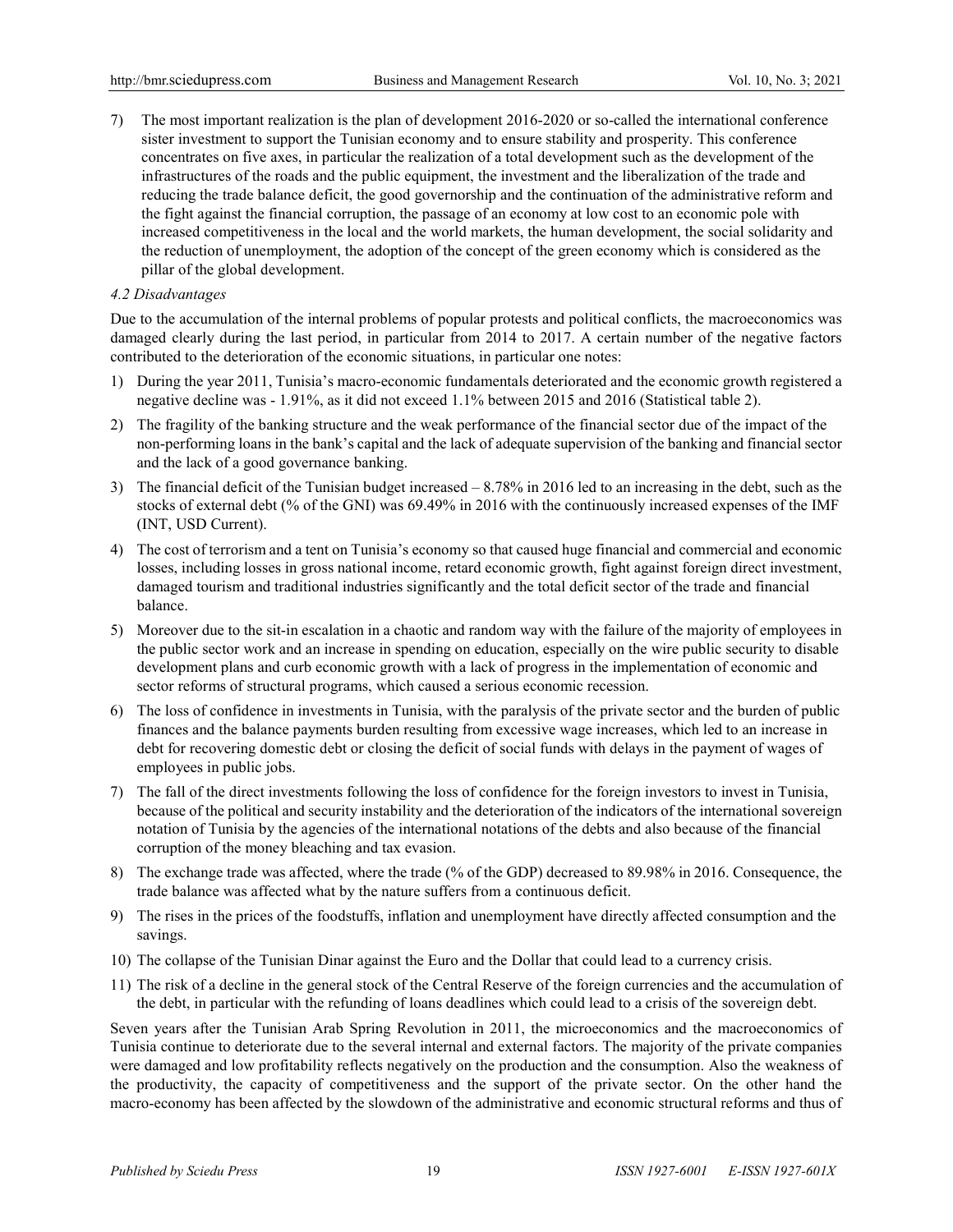7) The most important realization is the plan of development 2016-2020 or so-called the international conference sister investment to support the Tunisian economy and to ensure stability and prosperity. This conference concentrates on five axes, in particular the realization of a total development such as the development of the infrastructures of the roads and the public equipment, the investment and the liberalization of the trade and reducing the trade balance deficit, the good governorship and the continuation of the administrative reform and the fight against the financial corruption, the passage of an economy at low cost to an economic pole with increased competitiveness in the local and the world markets, the human development, the social solidarity and the reduction of unemployment, the adoption of the concept of the green economy which is considered as the pillar of the global development.

### *4.2 Disadvantages*

Due to the accumulation of the internal problems of popular protests and political conflicts, the macroeconomics was damaged clearly during the last period, in particular from 2014 to 2017. A certain number of the negative factors contributed to the deterioration of the economic situations, in particular one notes:

1) During the year 2011, Tunisia's macro-economic fundamentals deteriorated and the economic growth registered a negative decline was - 1.91%, as it did not exceed 1.1% between 2015 and 2016 (Statistical table 2).
2) The fragility of the banking structure and the weak performance of the financial sector due of the impact of the non-performing loans in the bank's capital and the lack of adequate supervision of the banking and financial sector and the lack of a good governance banking.
3) The financial deficit of the Tunisian budget increased – 8.78% in 2016 led to an increasing in the debt, such as the stocks of external debt (% of the GNI) was 69.49% in 2016 with the continuously increased expenses of the IMF (INT, USD Current).
4) The cost of terrorism and a tent on Tunisia's economy so that caused huge financial and commercial and economic losses, including losses in gross national income, retard economic growth, fight against foreign direct investment, damaged tourism and traditional industries significantly and the total deficit sector of the trade and financial balance.
5) Moreover due to the sit-in escalation in a chaotic and random way with the failure of the majority of employees in the public sector work and an increase in spending on education, especially on the wire public security to disable development plans and curb economic growth with a lack of progress in the implementation of economic and sector reforms of structural programs, which caused a serious economic recession.
6) The loss of confidence in investments in Tunisia, with the paralysis of the private sector and the burden of public finances and the balance payments burden resulting from excessive wage increases, which led to an increase in debt for recovering domestic debt or closing the deficit of social funds with delays in the payment of wages of employees in public jobs.
7) The fall of the direct investments following the loss of confidence for the foreign investors to invest in Tunisia, because of the political and security instability and the deterioration of the indicators of the international sovereign notation of Tunisia by the agencies of the international notations of the debts and also because of the financial corruption of the money bleaching and tax evasion.
8) The exchange trade was affected, where the trade (% of the GDP) decreased to 89.98% in 2016. Consequence, the trade balance was affected what by the nature suffers from a continuous deficit.
9) The rises in the prices of the foodstuffs, inflation and unemployment have directly affected consumption and the savings.
10) The collapse of the Tunisian Dinar against the Euro and the Dollar that could lead to a currency crisis.
11) The risk of a decline in the general stock of the Central Reserve of the foreign currencies and the accumulation of the debt, in particular with the refunding of loans deadlines which could lead to a crisis of the sovereign debt.

Seven years after the Tunisian Arab Spring Revolution in 2011, the microeconomics and the macroeconomics of Tunisia continue to deteriorate due to the several internal and external factors. The majority of the private companies were damaged and low profitability reflects negatively on the production and the consumption. Also the weakness of the productivity, the capacity of competitiveness and the support of the private sector. On the other hand the macro-economy has been affected by the slowdown of the administrative and economic structural reforms and thus of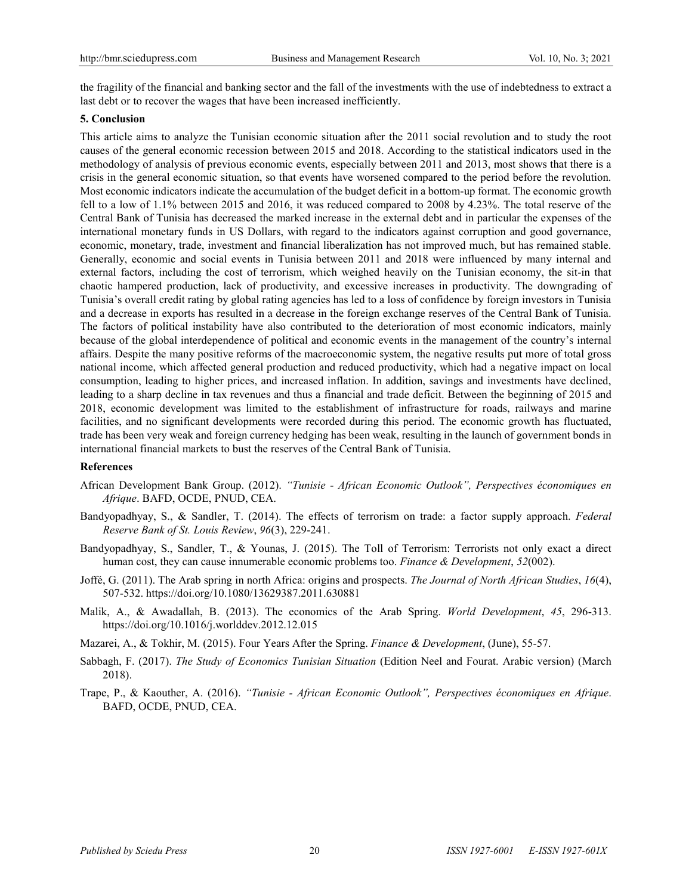the fragility of the financial and banking sector and the fall of the investments with the use of indebtedness to extract a last debt or to recover the wages that have been increased inefficiently.

## 5. Conclusion

This article aims to analyze the Tunisian economic situation after the 2011 social revolution and to study the root causes of the general economic recession between 2015 and 2018. According to the statistical indicators used in the methodology of analysis of previous economic events, especially between 2011 and 2013, most shows that there is a crisis in the general economic situation, so that events have worsened compared to the period before the revolution. Most economic indicators indicate the accumulation of the budget deficit in a bottom-up format. The economic growth fell to a low of 1.1% between 2015 and 2016, it was reduced compared to 2008 by 4.23%. The total reserve of the Central Bank of Tunisia has decreased the marked increase in the external debt and in particular the expenses of the international monetary funds in US Dollars, with regard to the indicators against corruption and good governance, economic, monetary, trade, investment and financial liberalization has not improved much, but has remained stable. Generally, economic and social events in Tunisia between 2011 and 2018 were influenced by many internal and external factors, including the cost of terrorism, which weighed heavily on the Tunisian economy, the sit-in that chaotic hampered production, lack of productivity, and excessive increases in productivity. The downgrading of Tunisia's overall credit rating by global rating agencies has led to a loss of confidence by foreign investors in Tunisia and a decrease in exports has resulted in a decrease in the foreign exchange reserves of the Central Bank of Tunisia. The factors of political instability have also contributed to the deterioration of most economic indicators, mainly because of the global interdependence of political and economic events in the management of the country's internal affairs. Despite the many positive reforms of the macroeconomic system, the negative results put more of total gross national income, which affected general production and reduced productivity, which had a negative impact on local consumption, leading to higher prices, and increased inflation. In addition, savings and investments have declined, leading to a sharp decline in tax revenues and thus a financial and trade deficit. Between the beginning of 2015 and 2018, economic development was limited to the establishment of infrastructure for roads, railways and marine facilities, and no significant developments were recorded during this period. The economic growth has fluctuated, trade has been very weak and foreign currency hedging has been weak, resulting in the launch of government bonds in international financial markets to bust the reserves of the Central Bank of Tunisia.

## References

African Development Bank Group. (2012). *"Tunisie - African Economic Outlook", Perspectives économiques en Afrique*. BAFD, OCDE, PNUD, CEA.

Bandyopadhyay, S., & Sandler, T. (2014). The effects of terrorism on trade: a factor supply approach. *Federal Reserve Bank of St. Louis Review*, *96*(3), 229-241.

Bandyopadhyay, S., Sandler, T., & Younas, J. (2015). The Toll of Terrorism: Terrorists not only exact a direct human cost, they can cause innumerable economic problems too. *Finance & Development*, *52*(002).

Joffé, G. (2011). The Arab spring in north Africa: origins and prospects. *The Journal of North African Studies*, *16*(4), 507-532. https://doi.org/10.1080/13629387.2011.630881

Malik, A., & Awadallah, B. (2013). The economics of the Arab Spring. *World Development*, *45*, 296-313. https://doi.org/10.1016/j.worlddev.2012.12.015

Mazarei, A., & Tokhir, M. (2015). Four Years After the Spring. *Finance & Development*, (June), 55-57.

Sabbagh, F. (2017). *The Study of Economics Tunisian Situation* (Edition Neel and Fourat. Arabic version) (March 2018).

Trape, P., & Kaouther, A. (2016). *"Tunisie - African Economic Outlook", Perspectives économiques en Afrique*. BAFD, OCDE, PNUD, CEA.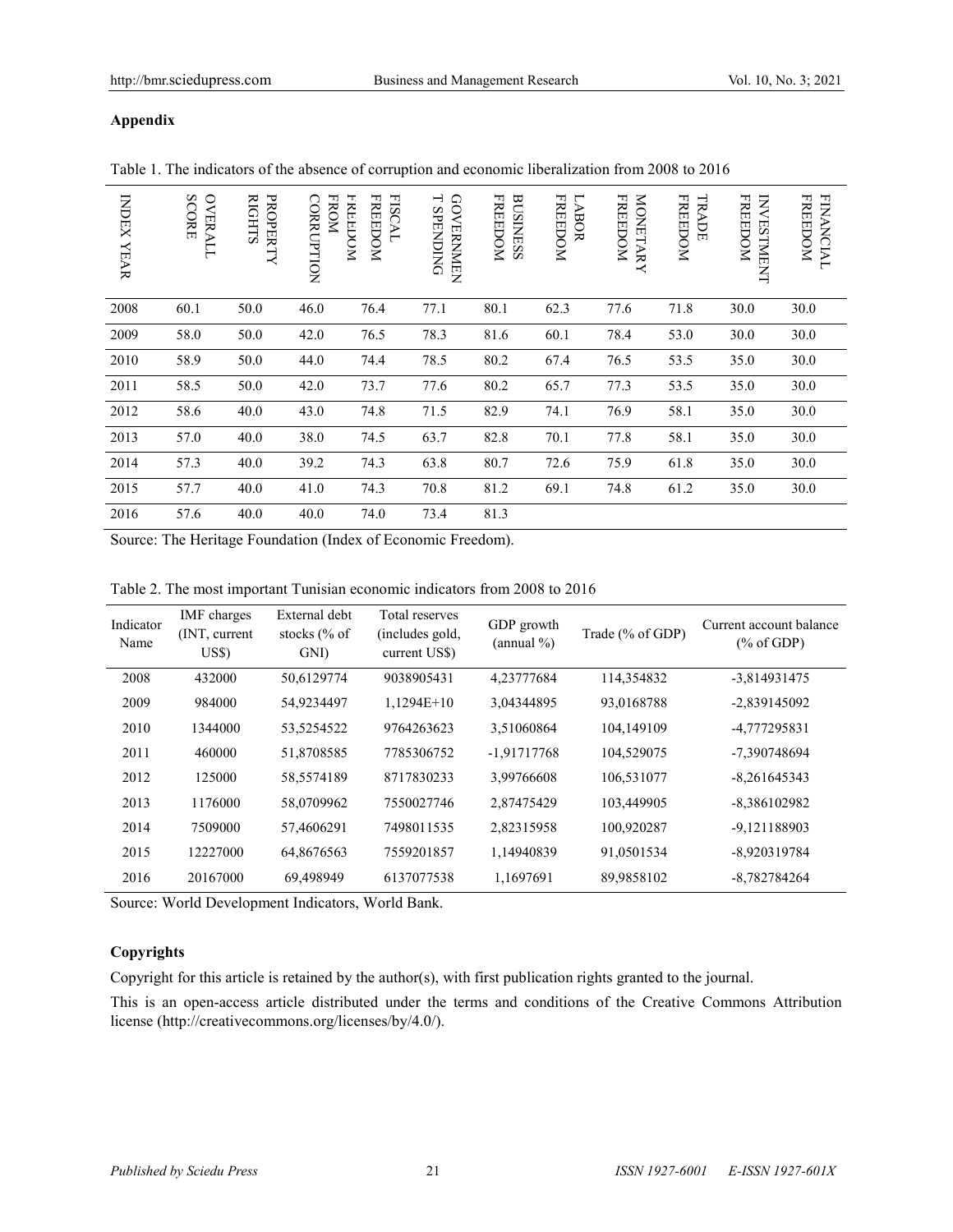## Appendix

Table 1. The indicators of the absence of corruption and economic liberalization from 2008 to 2016

| INDEX YEAR | OVERALL SCORE | PROPERTY RIGHTS | FREEDOM FROM CORRUPTION | FISCAL FREEDOM | GOVERNMENT SPENDING | BUSINESS FREEDOM | LABOR FREEDOM | MONETARY FREEDOM | TRADE FREEDOM | INVESTMENT FREEDOM | FINANCIAL FREEDOM |
|---|---|---|---|---|---|---|---|---|---|---|---|
| 2008 | 60.1 | 50.0 | 46.0 | 76.4 | 77.1 | 80.1 | 62.3 | 77.6 | 71.8 | 30.0 | 30.0 |
| 2009 | 58.0 | 50.0 | 42.0 | 76.5 | 78.3 | 81.6 | 60.1 | 78.4 | 53.0 | 30.0 | 30.0 |
| 2010 | 58.9 | 50.0 | 44.0 | 74.4 | 78.5 | 80.2 | 67.4 | 76.5 | 53.5 | 35.0 | 30.0 |
| 2011 | 58.5 | 50.0 | 42.0 | 73.7 | 77.6 | 80.2 | 65.7 | 77.3 | 53.5 | 35.0 | 30.0 |
| 2012 | 58.6 | 40.0 | 43.0 | 74.8 | 71.5 | 82.9 | 74.1 | 76.9 | 58.1 | 35.0 | 30.0 |
| 2013 | 57.0 | 40.0 | 38.0 | 74.5 | 63.7 | 82.8 | 70.1 | 77.8 | 58.1 | 35.0 | 30.0 |
| 2014 | 57.3 | 40.0 | 39.2 | 74.3 | 63.8 | 80.7 | 72.6 | 75.9 | 61.8 | 35.0 | 30.0 |
| 2015 | 57.7 | 40.0 | 41.0 | 74.3 | 70.8 | 81.2 | 69.1 | 74.8 | 61.2 | 35.0 | 30.0 |
| 2016 | 57.6 | 40.0 | 40.0 | 74.0 | 73.4 | 81.3 | | | | | |

Source: The Heritage Foundation (Index of Economic Freedom).

Table 2. The most important Tunisian economic indicators from 2008 to 2016

| Indicator Name | IMF charges (INT, current US$) | External debt stocks (% of GNI) | Total reserves (includes gold, current US$) | GDP growth (annual %) | Trade (% of GDP) | Current account balance (% of GDP) |
|---|---|---|---|---|---|---|
| 2008 | 432000 | 50,6129774 | 9038905431 | 4,23777684 | 114,354832 | -3,814931475 |
| 2009 | 984000 | 54,9234497 | 1,1294E+10 | 3,04344895 | 93,0168788 | -2,839145092 |
| 2010 | 1344000 | 53,5254522 | 9764263623 | 3,51060864 | 104,149109 | -4,777295831 |
| 2011 | 460000 | 51,8708585 | 7785306752 | -1,91717768 | 104,529075 | -7,390748694 |
| 2012 | 125000 | 58,5574189 | 8717830233 | 3,99766608 | 106,531077 | -8,261645343 |
| 2013 | 1176000 | 58,0709962 | 7550027746 | 2,87475429 | 103,449905 | -8,386102982 |
| 2014 | 7509000 | 57,4606291 | 7498011535 | 2,82315958 | 100,920287 | -9,121188903 |
| 2015 | 12227000 | 64,8676563 | 7559201857 | 1,14940839 | 91,0501534 | -8,920319784 |
| 2016 | 20167000 | 69,498949 | 6137077538 | 1,1697691 | 89,9858102 | -8,782784264 |

Source: World Development Indicators, World Bank.

## Copyrights

Copyright for this article is retained by the author(s), with first publication rights granted to the journal.

This is an open-access article distributed under the terms and conditions of the Creative Commons Attribution license (http://creativecommons.org/licenses/by/4.0/).